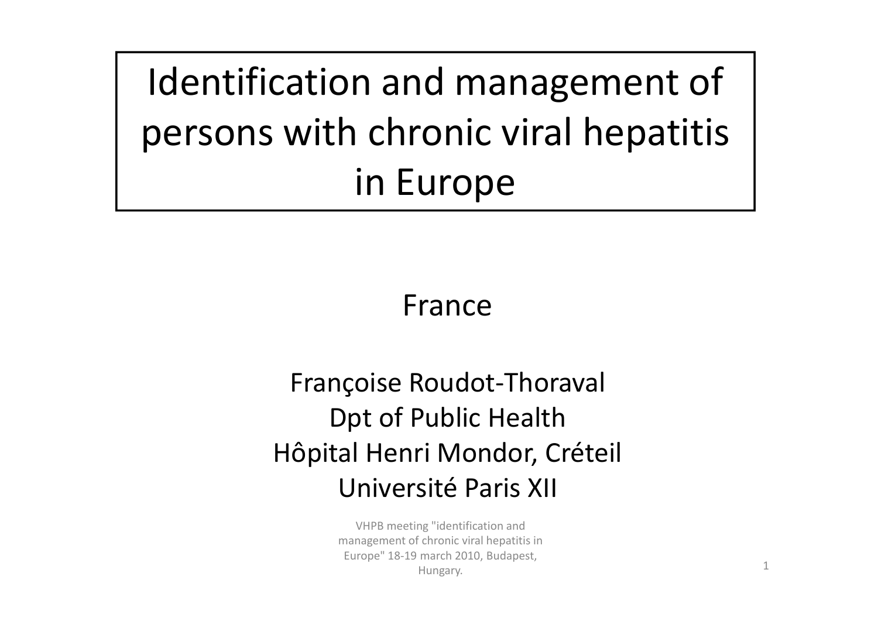# Identification and management of persons with chronic viral hepatitis in Europe

France

Françoise Roudot-Thoraval
Dpt of Public Health
Hôpital Henri Mondor, Créteil
Université Paris XII

VHPB meeting "identification and management of chronic viral hepatitis in Europe" 18-19 march 2010, Budapest, Hungary.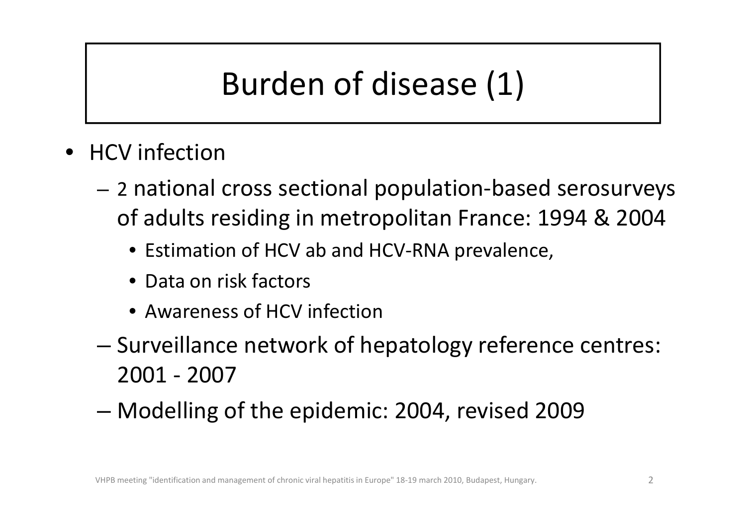# Burden of disease (1)

- HCV infection
  - 2 national cross sectional population-based serosurveys of adults residing in metropolitan France: 1994 & 2004
    - Estimation of HCV ab and HCV-RNA prevalence,
    - Data on risk factors
    - Awareness of HCV infection
  - Surveillance network of hepatology reference centres: 2001 - 2007
  - Modelling of the epidemic: 2004, revised 2009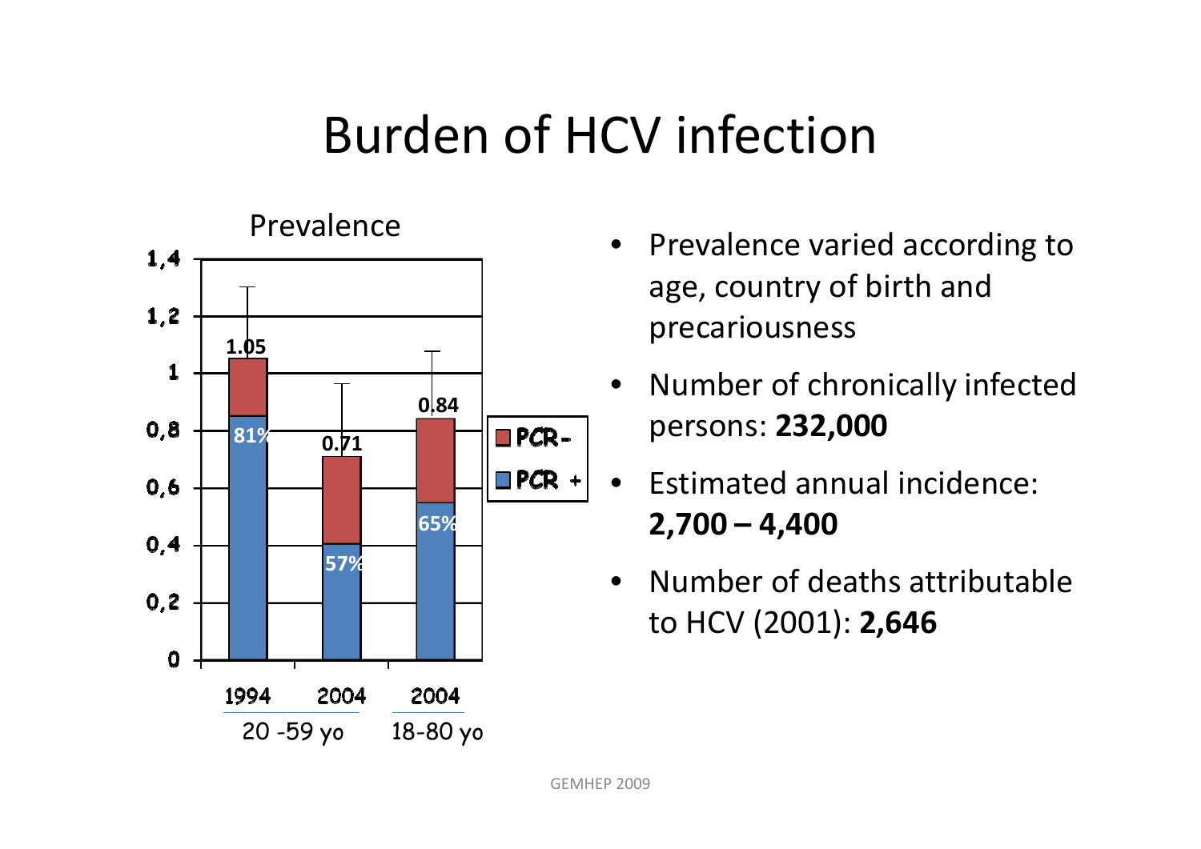# Burden of HCV infection

Prevalence

| | 1994 (20-59 yo) | 2004 (20-59 yo) | 2004 (18-80 yo) |
|---|---|---|---|
| Total prevalence | 1.05 | 0.71 | 0.84 |
| PCR + | 81% | 57% | 65% |

- Prevalence varied according to age, country of birth and precariousness
- Number of chronically infected persons: **232,000**
- Estimated annual incidence: **2,700 – 4,400**
- Number of deaths attributable to HCV (2001): **2,646**

GEMHEP 2009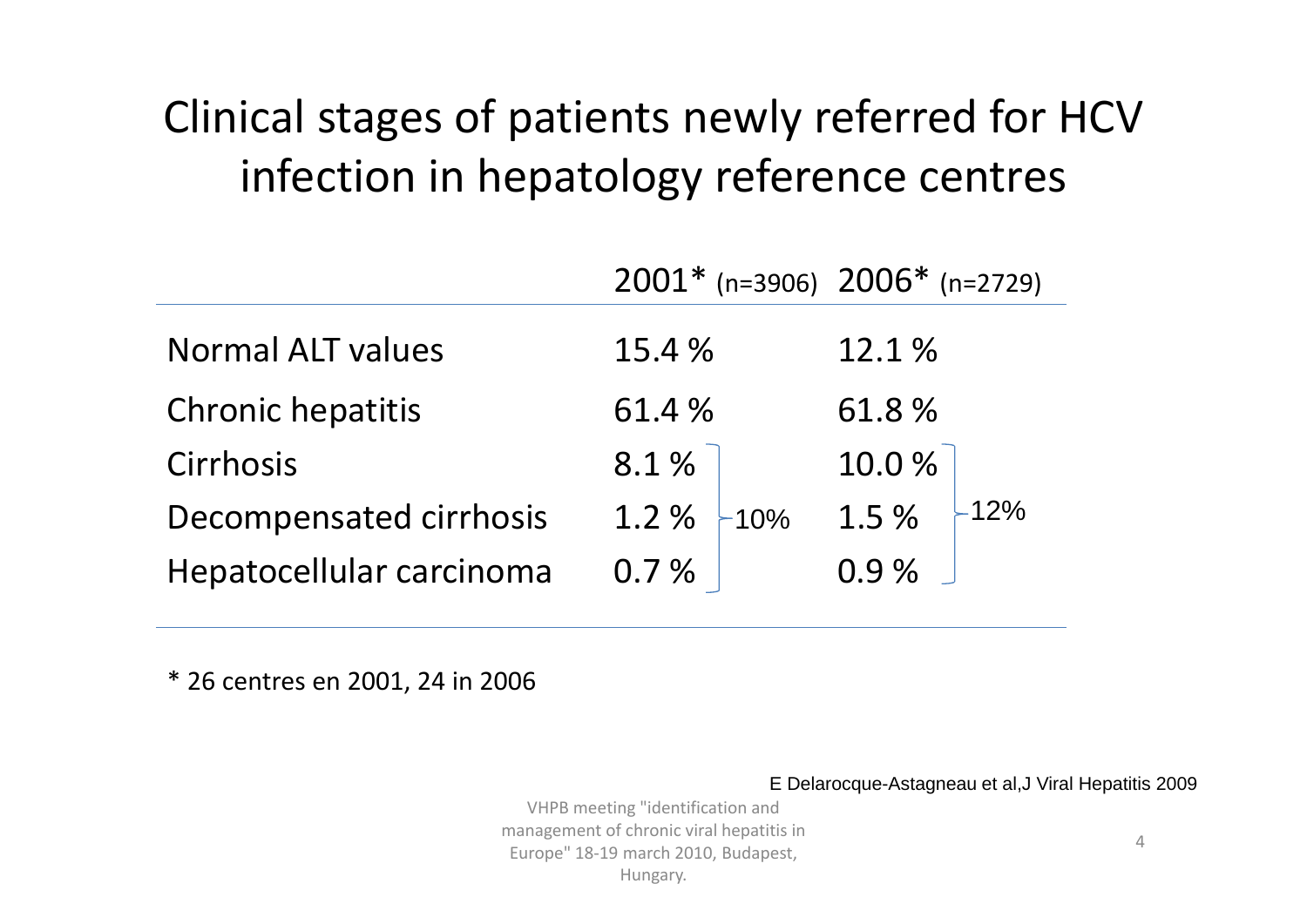# Clinical stages of patients newly referred for HCV infection in hepatology reference centres

| | 2001* (n=3906) | | 2006* (n=2729) | |
|---|---|---|---|---|
| Normal ALT values | 15.4 % | | 12.1 % | |
| Chronic hepatitis | 61.4 % | | 61.8 % | |
| Cirrhosis | 8.1 % | 10% | 10.0 % | 12% |
| Decompensated cirrhosis | 1.2 % | | 1.5 % | |
| Hepatocellular carcinoma | 0.7 % | | 0.9 % | |

* 26 centres en 2001, 24 in 2006

E Delarocque-Astagneau et al,J Viral Hepatitis 2009

VHPB meeting "identification and management of chronic viral hepatitis in Europe" 18-19 march 2010, Budapest, Hungary.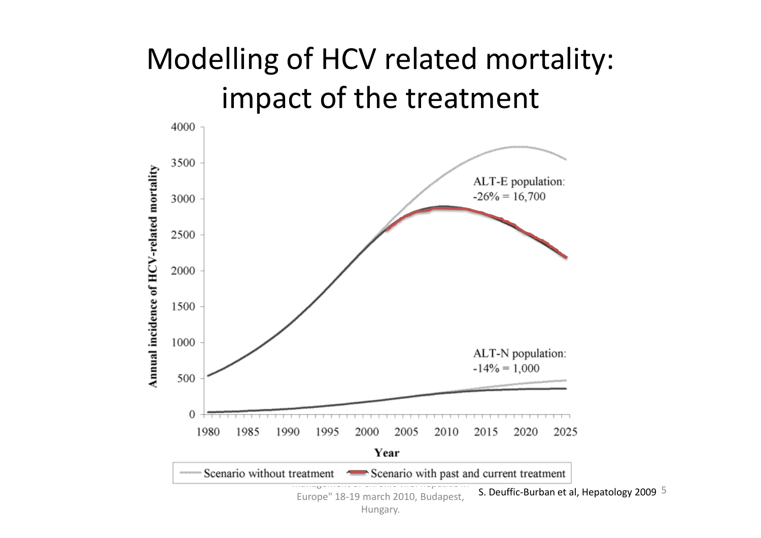# Modelling of HCV related mortality: impact of the treatment

ALT-E population: -26% = 16,700

ALT-N population: -14% = 1,000

Annual incidence of HCV-related mortality

Year

Scenario without treatment — Scenario with past and current treatment

S. Deuffic-Burban et al, Hepatology 2009

Europe" 18-19 march 2010, Budapest, Hungary.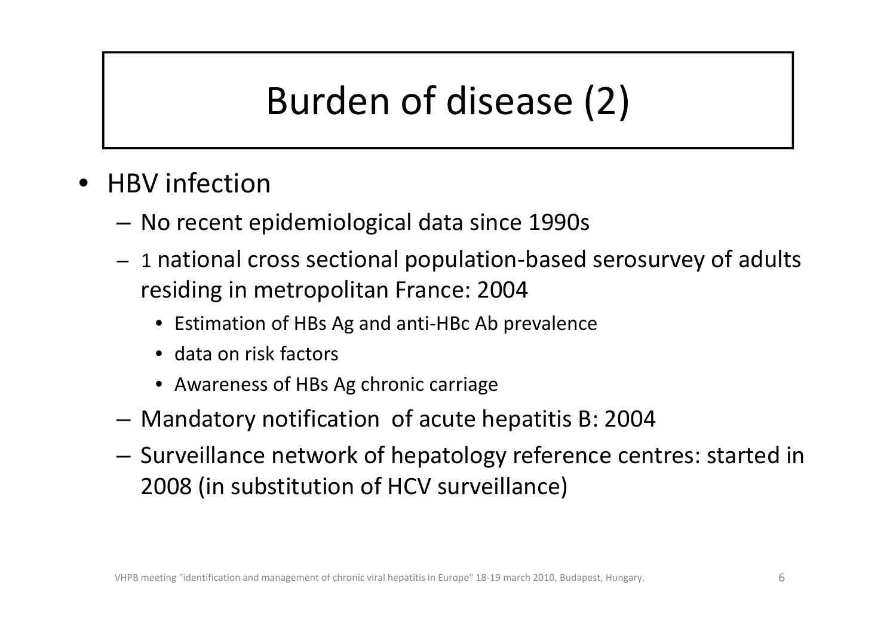# Burden of disease (2)

- HBV infection
  - No recent epidemiological data since 1990s
  - 1 national cross sectional population-based serosurvey of adults residing in metropolitan France: 2004
    - Estimation of HBs Ag and anti-HBc Ab prevalence
    - data on risk factors
    - Awareness of HBs Ag chronic carriage
  - Mandatory notification of acute hepatitis B: 2004
  - Surveillance network of hepatology reference centres: started in 2008 (in substitution of HCV surveillance)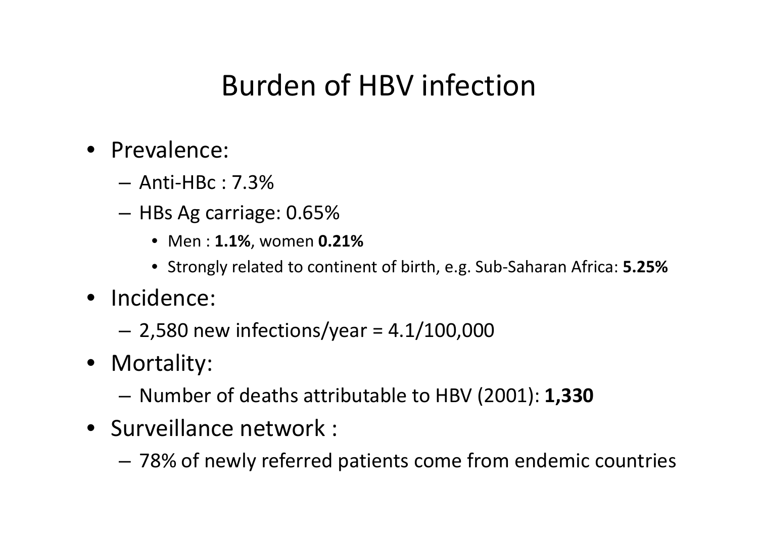# Burden of HBV infection

- Prevalence:
  - Anti-HBc : 7.3%
  - HBs Ag carriage: 0.65%
    - Men : **1.1%**, women **0.21%**
    - Strongly related to continent of birth, e.g. Sub-Saharan Africa: **5.25%**
- Incidence:
  - 2,580 new infections/year = 4.1/100,000
- Mortality:
  - Number of deaths attributable to HBV (2001): **1,330**
- Surveillance network :
  - 78% of newly referred patients come from endemic countries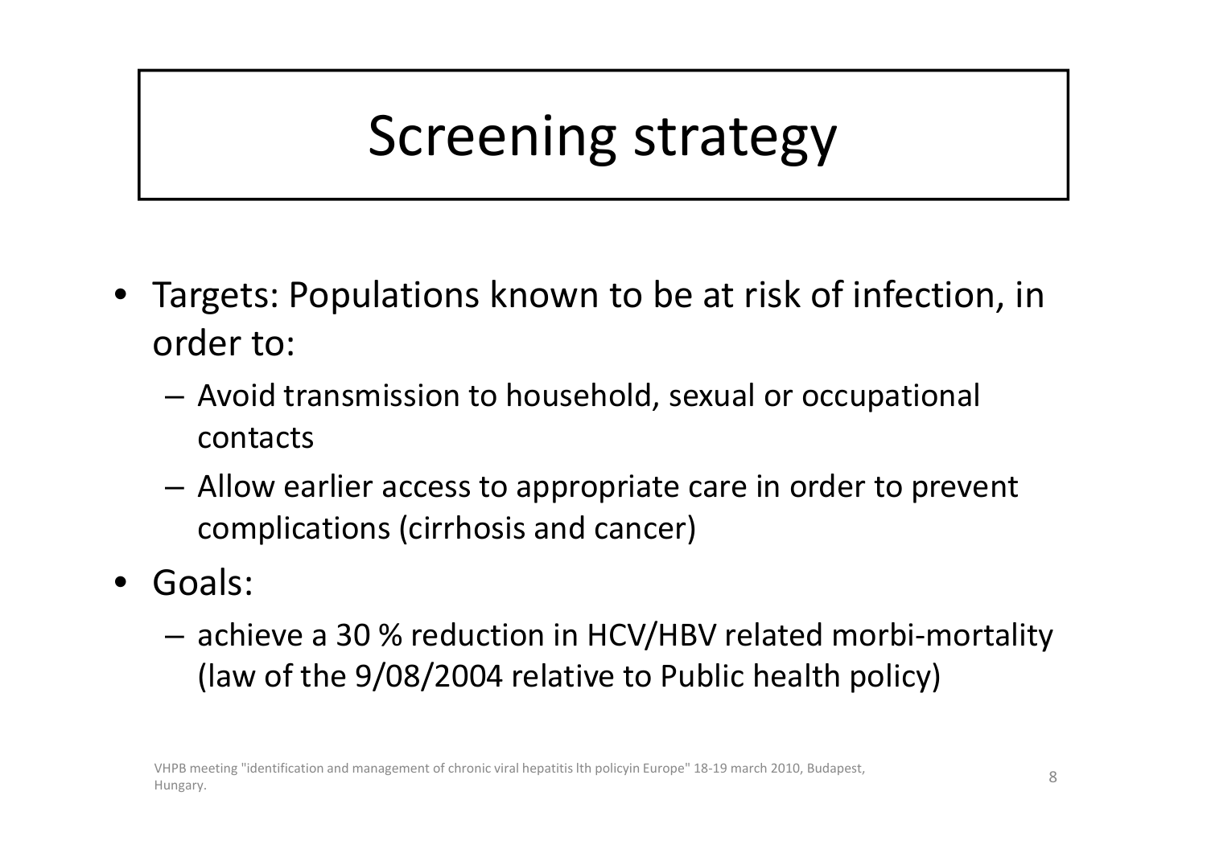# Screening strategy

- Targets: Populations known to be at risk of infection, in order to:
  - Avoid transmission to household, sexual or occupational contacts
  - Allow earlier access to appropriate care in order to prevent complications (cirrhosis and cancer)
- Goals:
  - achieve a 30 % reduction in HCV/HBV related morbi-mortality (law of the 9/08/2004 relative to Public health policy)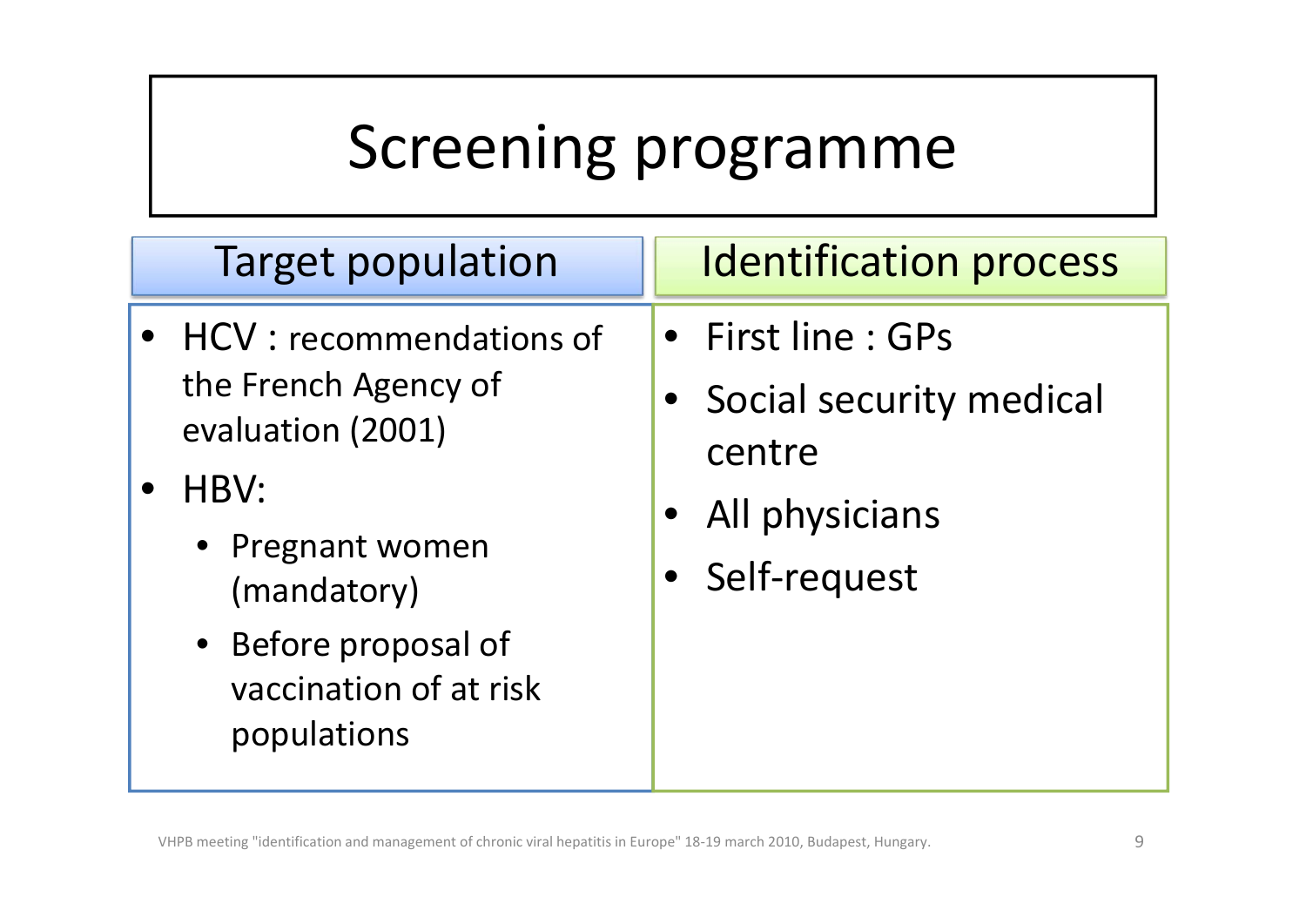# Screening programme

## Target population

- HCV : recommendations of the French Agency of evaluation (2001)
- HBV:
  - Pregnant women (mandatory)
  - Before proposal of vaccination of at risk populations

## Identification process

- First line : GPs
- Social security medical centre
- All physicians
- Self-request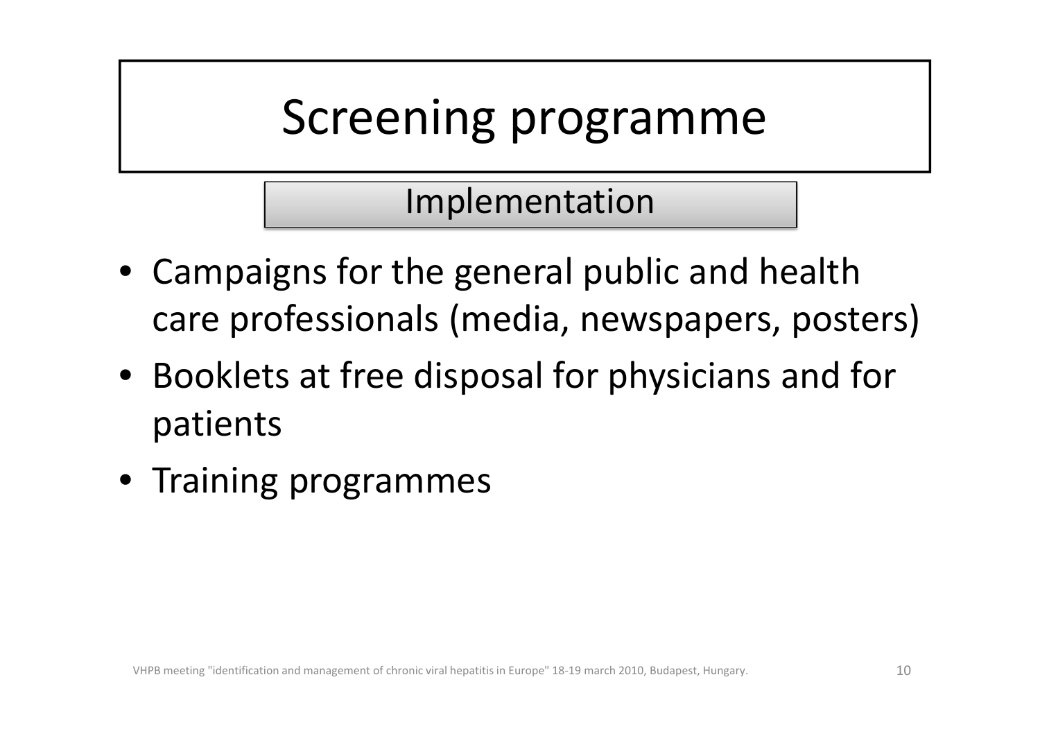# Screening programme

## Implementation

- Campaigns for the general public and health care professionals (media, newspapers, posters)
- Booklets at free disposal for physicians and for patients
- Training programmes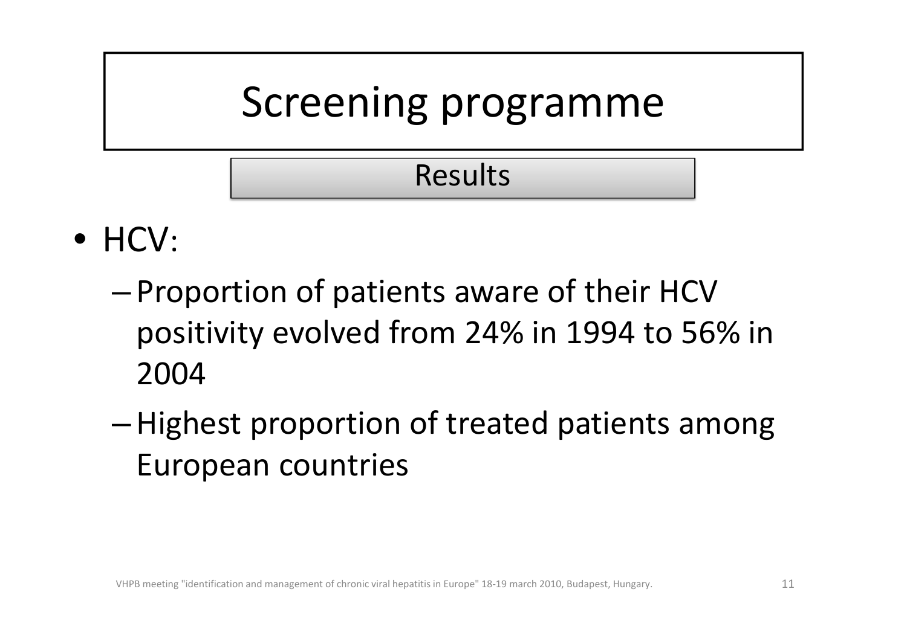# Screening programme

## Results

- HCV:
  - Proportion of patients aware of their HCV positivity evolved from 24% in 1994 to 56% in 2004
  - Highest proportion of treated patients among European countries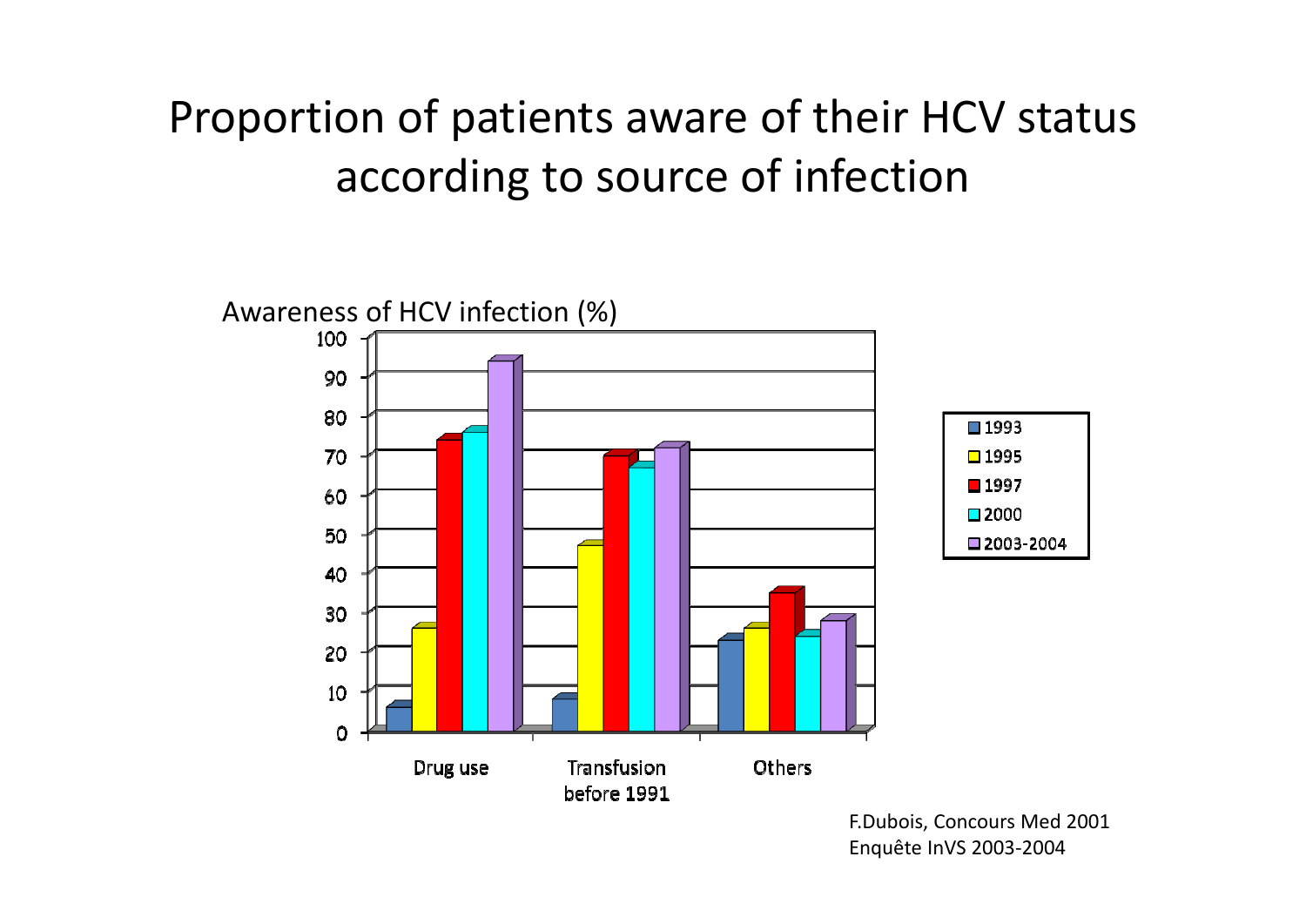# Proportion of patients aware of their HCV status according to source of infection

Awareness of HCV infection (%)

| Source of infection | 1993 | 1995 | 1997 | 2000 | 2003-2004 |
|---|---|---|---|---|---|
| Drug use | 6 | 26 | 74 | 76 | 94 |
| Transfusion before 1991 | 8 | 47 | 70 | 67 | 72 |
| Others | 23 | 26 | 35 | 24 | 28 |

F.Dubois, Concours Med 2001
Enquête InVS 2003-2004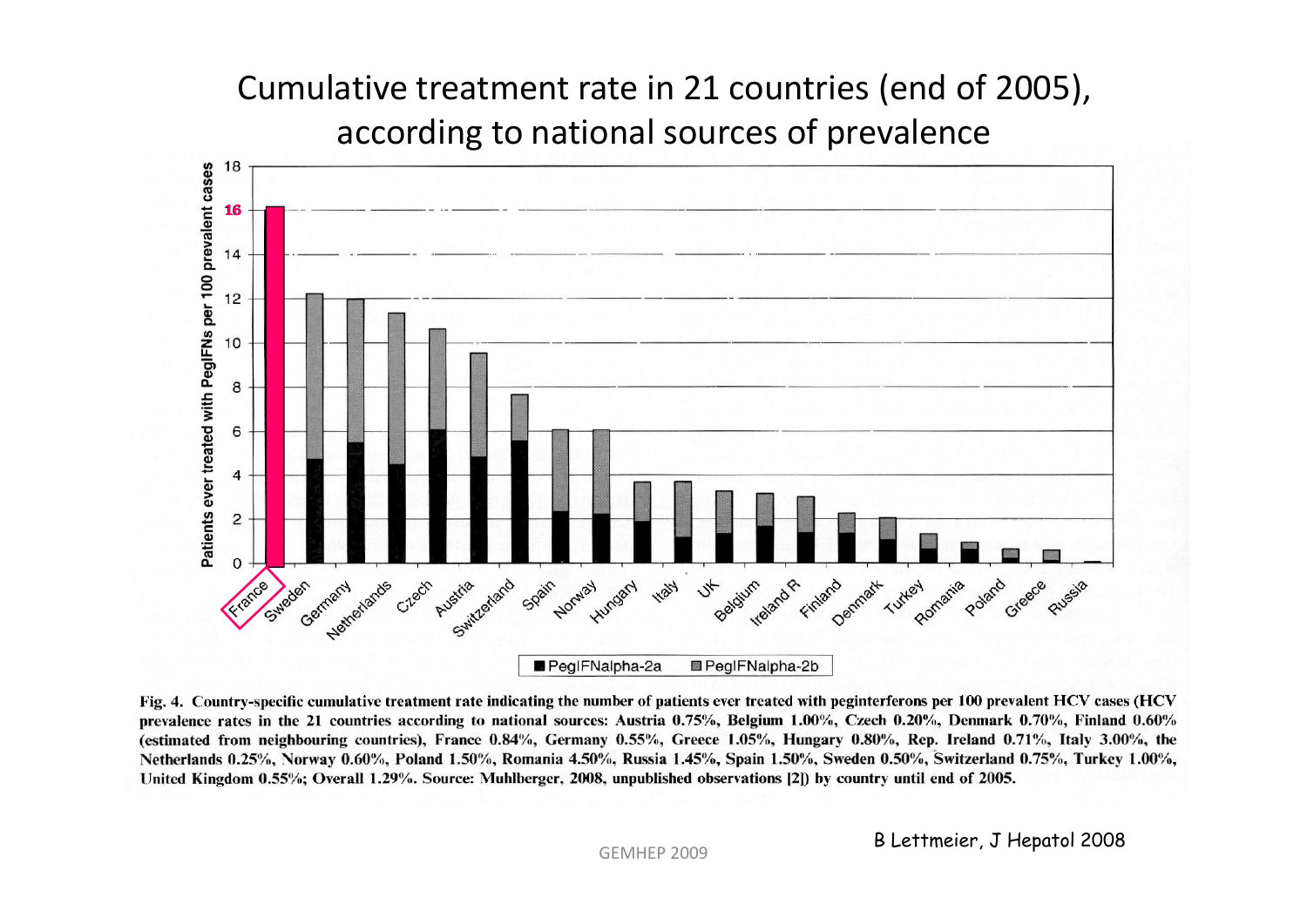# Cumulative treatment rate in 21 countries (end of 2005), according to national sources of prevalence

Fig. 4. Country-specific cumulative treatment rate indicating the number of patients ever treated with peginterferons per 100 prevalent HCV cases (HCV prevalence rates in the 21 countries according to national sources: Austria 0.75%, Belgium 1.00%, Czech 0.20%, Denmark 0.70%, Finland 0.60% (estimated from neighbouring countries), France 0.84%, Germany 0.55%, Greece 1.05%, Hungary 0.80%, Rep. Ireland 0.71%, Italy 3.00%, the Netherlands 0.25%, Norway 0.60%, Poland 1.50%, Romania 4.50%, Russia 1.45%, Spain 1.50%, Sweden 0.50%, Switzerland 0.75%, Turkey 1.00%, United Kingdom 0.55%; Overall 1.29%. Source: Muhlberger, 2008, unpublished observations [2]) by country until end of 2005.

B Lettmeier, J Hepatol 2008

GEMHEP 2009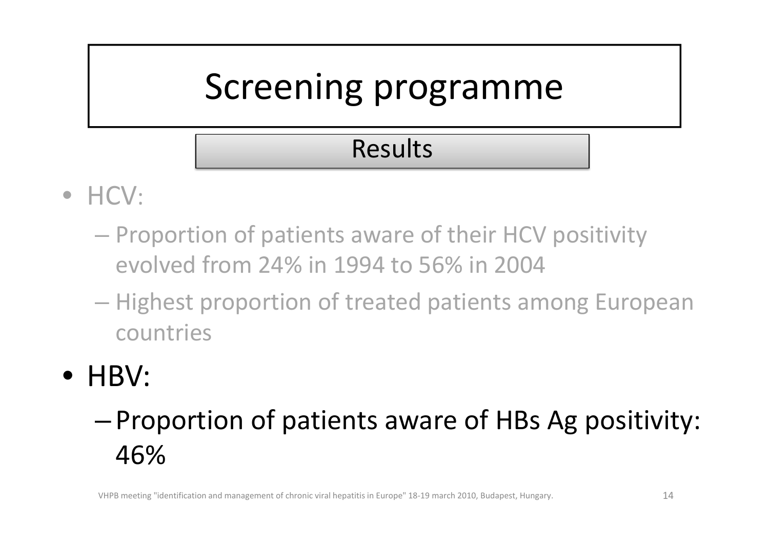# Screening programme

## Results

- HCV:
  - Proportion of patients aware of their HCV positivity evolved from 24% in 1994 to 56% in 2004
  - Highest proportion of treated patients among European countries
- HBV:
  - Proportion of patients aware of HBs Ag positivity: 46%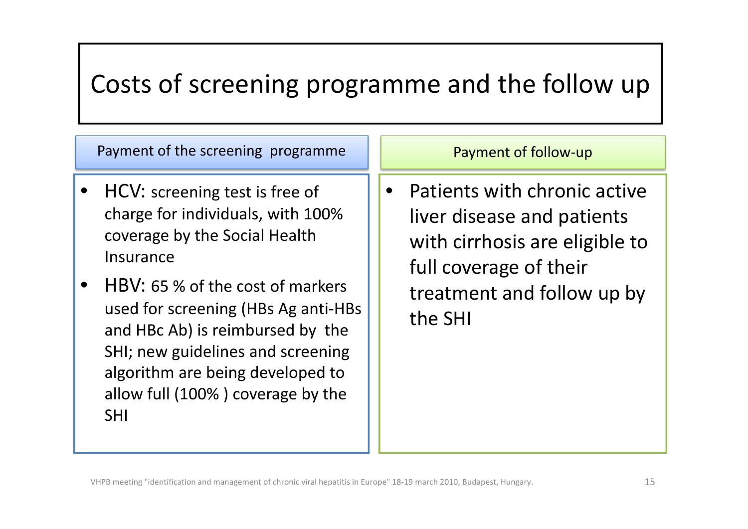# Costs of screening programme and the follow up

## Payment of the screening programme

- HCV: screening test is free of charge for individuals, with 100% coverage by the Social Health Insurance
- HBV: 65 % of the cost of markers used for screening (HBs Ag anti-HBs and HBc Ab) is reimbursed by the SHI; new guidelines and screening algorithm are being developed to allow full (100% ) coverage by the SHI

## Payment of follow-up

- Patients with chronic active liver disease and patients with cirrhosis are eligible to full coverage of their treatment and follow up by the SHI

VHPB meeting "identification and management of chronic viral hepatitis in Europe" 18-19 march 2010, Budapest, Hungary.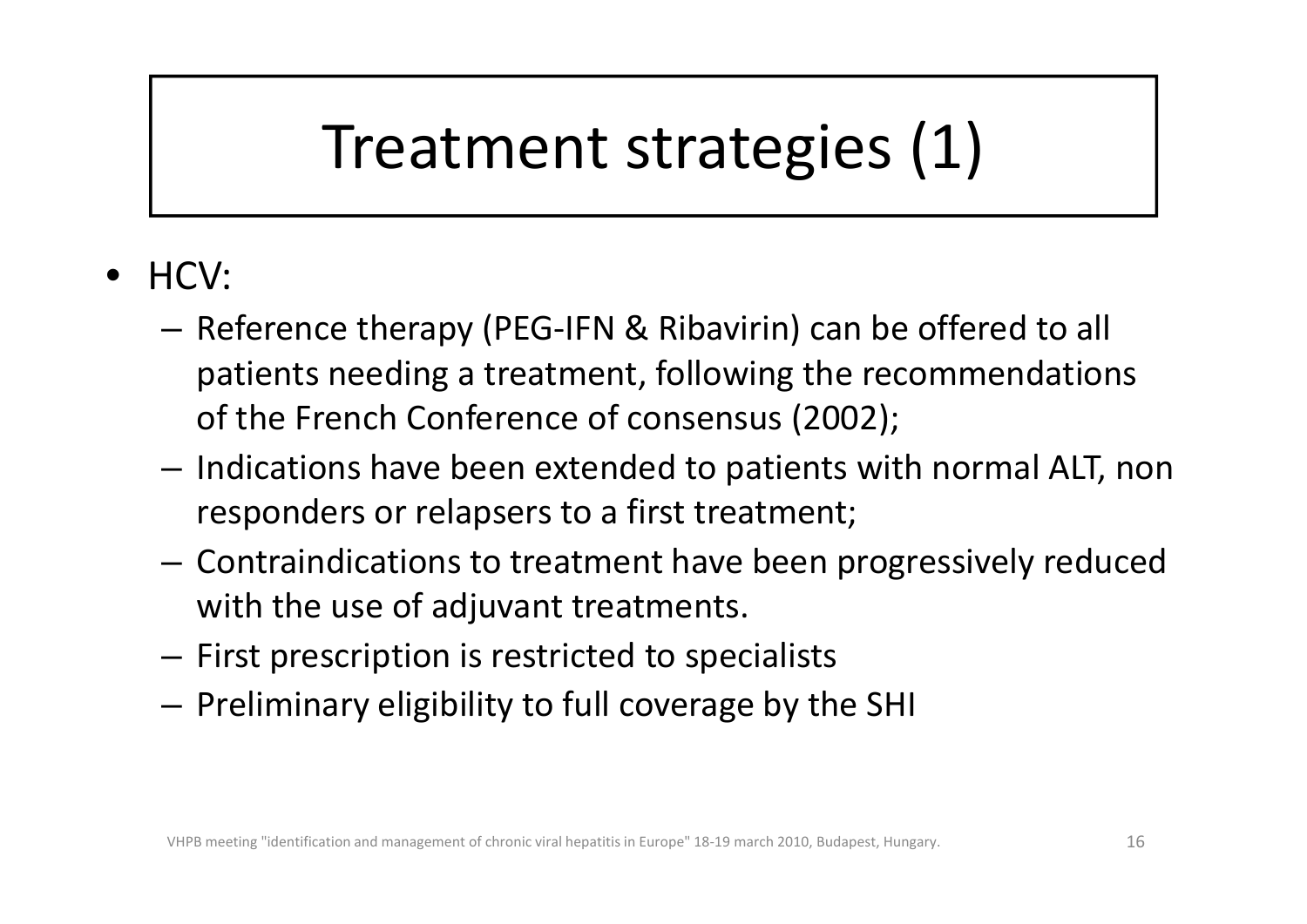# Treatment strategies (1)

- HCV:
  - Reference therapy (PEG-IFN & Ribavirin) can be offered to all patients needing a treatment, following the recommendations of the French Conference of consensus (2002);
  - Indications have been extended to patients with normal ALT, non responders or relapsers to a first treatment;
  - Contraindications to treatment have been progressively reduced with the use of adjuvant treatments.
  - First prescription is restricted to specialists
  - Preliminary eligibility to full coverage by the SHI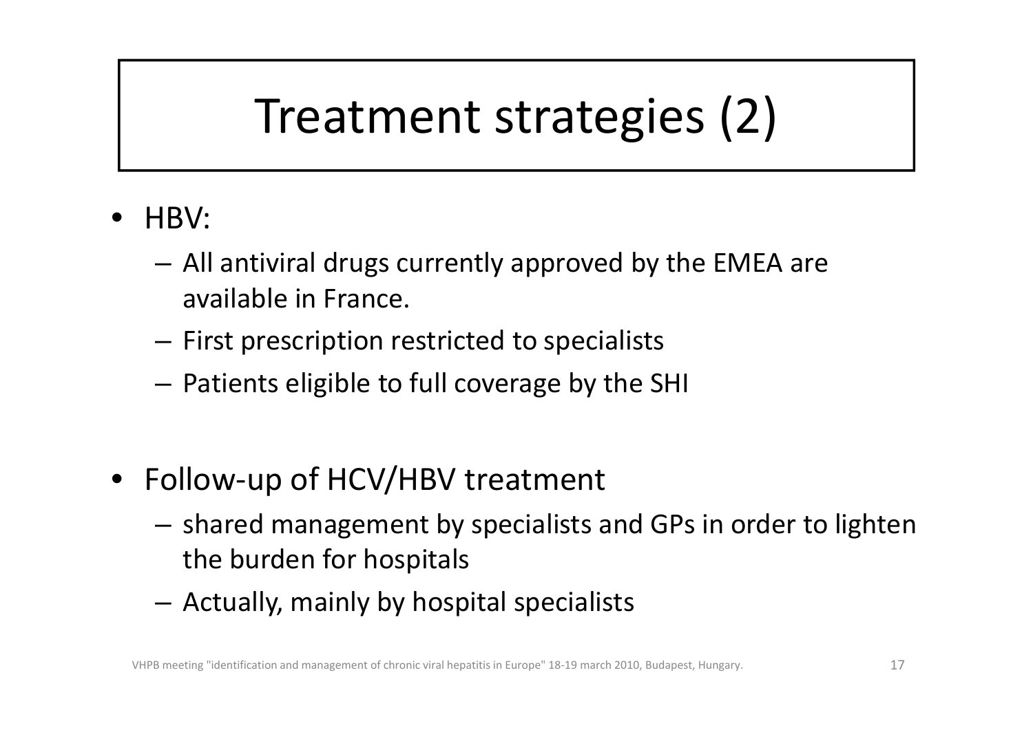# Treatment strategies (2)

- HBV:
  - All antiviral drugs currently approved by the EMEA are available in France.
  - First prescription restricted to specialists
  - Patients eligible to full coverage by the SHI

- Follow-up of HCV/HBV treatment
  - shared management by specialists and GPs in order to lighten the burden for hospitals
  - Actually, mainly by hospital specialists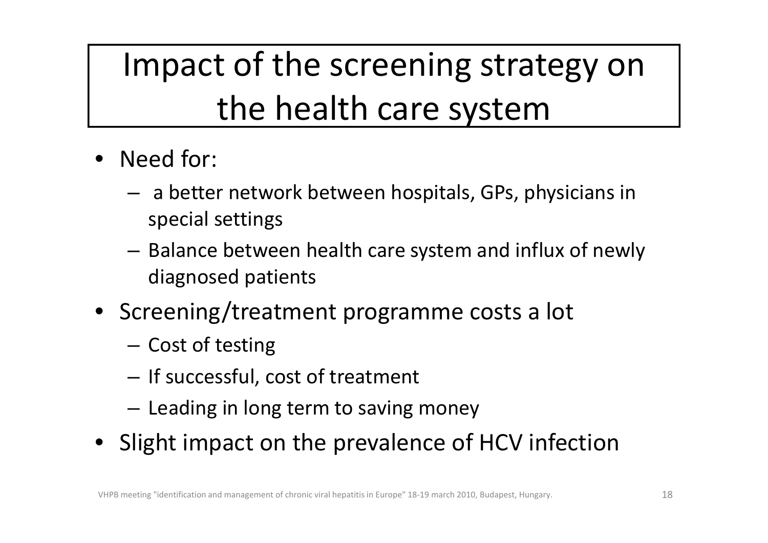# Impact of the screening strategy on the health care system

- Need for:
  - a better network between hospitals, GPs, physicians in special settings
  - Balance between health care system and influx of newly diagnosed patients
- Screening/treatment programme costs a lot
  - Cost of testing
  - If successful, cost of treatment
  - Leading in long term to saving money
- Slight impact on the prevalence of HCV infection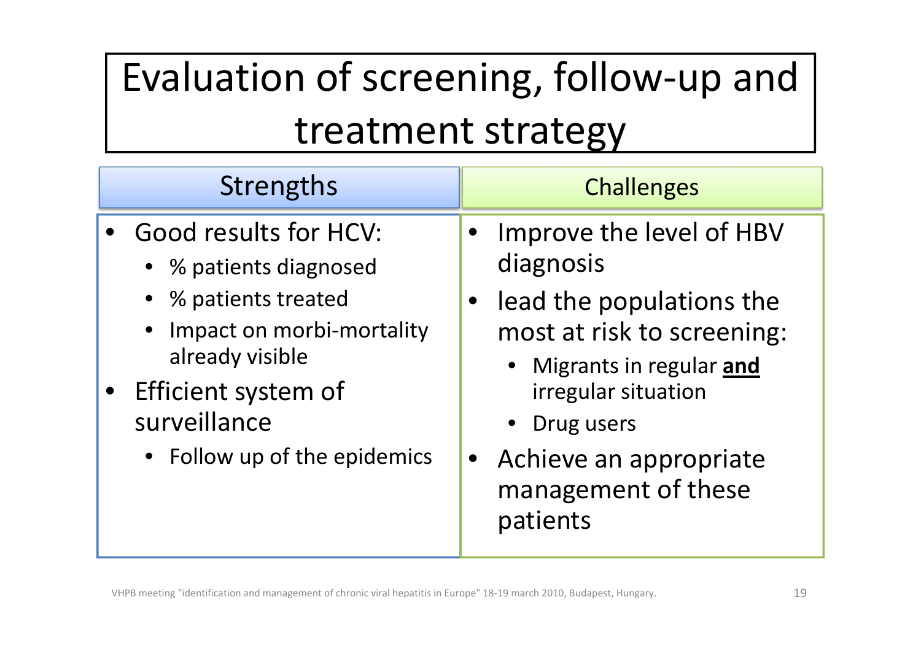# Evaluation of screening, follow-up and treatment strategy

## Strengths

- Good results for HCV:
  - % patients diagnosed
  - % patients treated
  - Impact on morbi-mortality already visible
- Efficient system of surveillance
  - Follow up of the epidemics

## Challenges

- Improve the level of HBV diagnosis
- lead the populations the most at risk to screening:
  - Migrants in regular **and** irregular situation
  - Drug users
- Achieve an appropriate management of these patients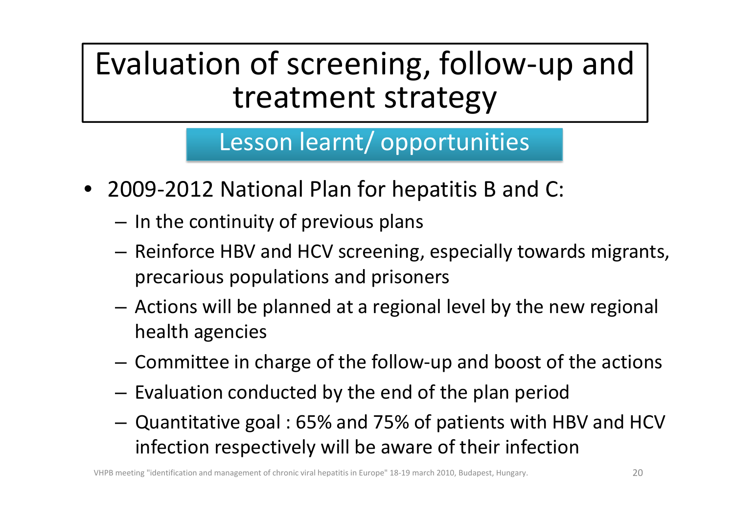# Evaluation of screening, follow-up and treatment strategy

## Lesson learnt/ opportunities

- 2009-2012 National Plan for hepatitis B and C:
  - In the continuity of previous plans
  - Reinforce HBV and HCV screening, especially towards migrants, precarious populations and prisoners
  - Actions will be planned at a regional level by the new regional health agencies
  - Committee in charge of the follow-up and boost of the actions
  - Evaluation conducted by the end of the plan period
  - Quantitative goal : 65% and 75% of patients with HBV and HCV infection respectively will be aware of their infection